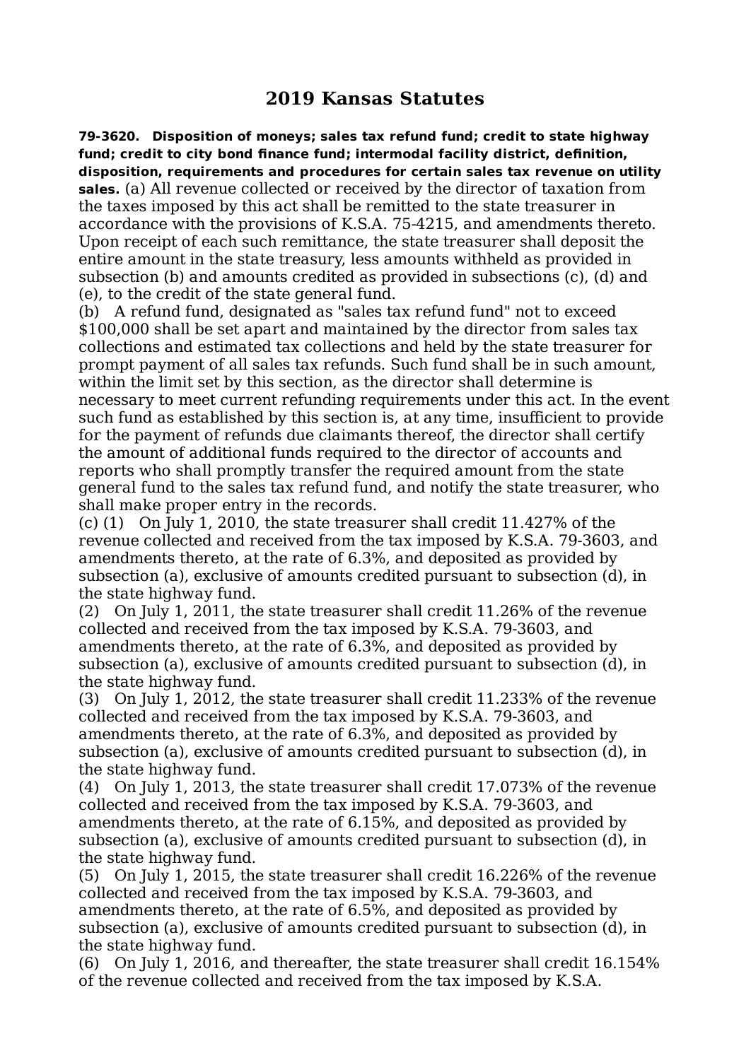# 2019 Kansas Statutes

**79-3620. Disposition of moneys; sales tax refund fund; credit to state highway fund; credit to city bond finance fund; intermodal facility district, definition, disposition, requirements and procedures for certain sales tax revenue on utility sales.** (a) All revenue collected or received by the director of taxation from the taxes imposed by this act shall be remitted to the state treasurer in accordance with the provisions of K.S.A. 75-4215, and amendments thereto. Upon receipt of each such remittance, the state treasurer shall deposit the entire amount in the state treasury, less amounts withheld as provided in subsection (b) and amounts credited as provided in subsections (c), (d) and (e), to the credit of the state general fund.

(b) A refund fund, designated as "sales tax refund fund" not to exceed $100,000 shall be set apart and maintained by the director from sales tax collections and estimated tax collections and held by the state treasurer for prompt payment of all sales tax refunds. Such fund shall be in such amount, within the limit set by this section, as the director shall determine is necessary to meet current refunding requirements under this act. In the event such fund as established by this section is, at any time, insufficient to provide for the payment of refunds due claimants thereof, the director shall certify the amount of additional funds required to the director of accounts and reports who shall promptly transfer the required amount from the state general fund to the sales tax refund fund, and notify the state treasurer, who shall make proper entry in the records.

(c) (1) On July 1, 2010, the state treasurer shall credit 11.427% of the revenue collected and received from the tax imposed by K.S.A. 79-3603, and amendments thereto, at the rate of 6.3%, and deposited as provided by subsection (a), exclusive of amounts credited pursuant to subsection (d), in the state highway fund.

(2) On July 1, 2011, the state treasurer shall credit 11.26% of the revenue collected and received from the tax imposed by K.S.A. 79-3603, and amendments thereto, at the rate of 6.3%, and deposited as provided by subsection (a), exclusive of amounts credited pursuant to subsection (d), in the state highway fund.

(3) On July 1, 2012, the state treasurer shall credit 11.233% of the revenue collected and received from the tax imposed by K.S.A. 79-3603, and amendments thereto, at the rate of 6.3%, and deposited as provided by subsection (a), exclusive of amounts credited pursuant to subsection (d), in the state highway fund.

(4) On July 1, 2013, the state treasurer shall credit 17.073% of the revenue collected and received from the tax imposed by K.S.A. 79-3603, and amendments thereto, at the rate of 6.15%, and deposited as provided by subsection (a), exclusive of amounts credited pursuant to subsection (d), in the state highway fund.

(5) On July 1, 2015, the state treasurer shall credit 16.226% of the revenue collected and received from the tax imposed by K.S.A. 79-3603, and amendments thereto, at the rate of 6.5%, and deposited as provided by subsection (a), exclusive of amounts credited pursuant to subsection (d), in the state highway fund.

(6) On July 1, 2016, and thereafter, the state treasurer shall credit 16.154% of the revenue collected and received from the tax imposed by K.S.A.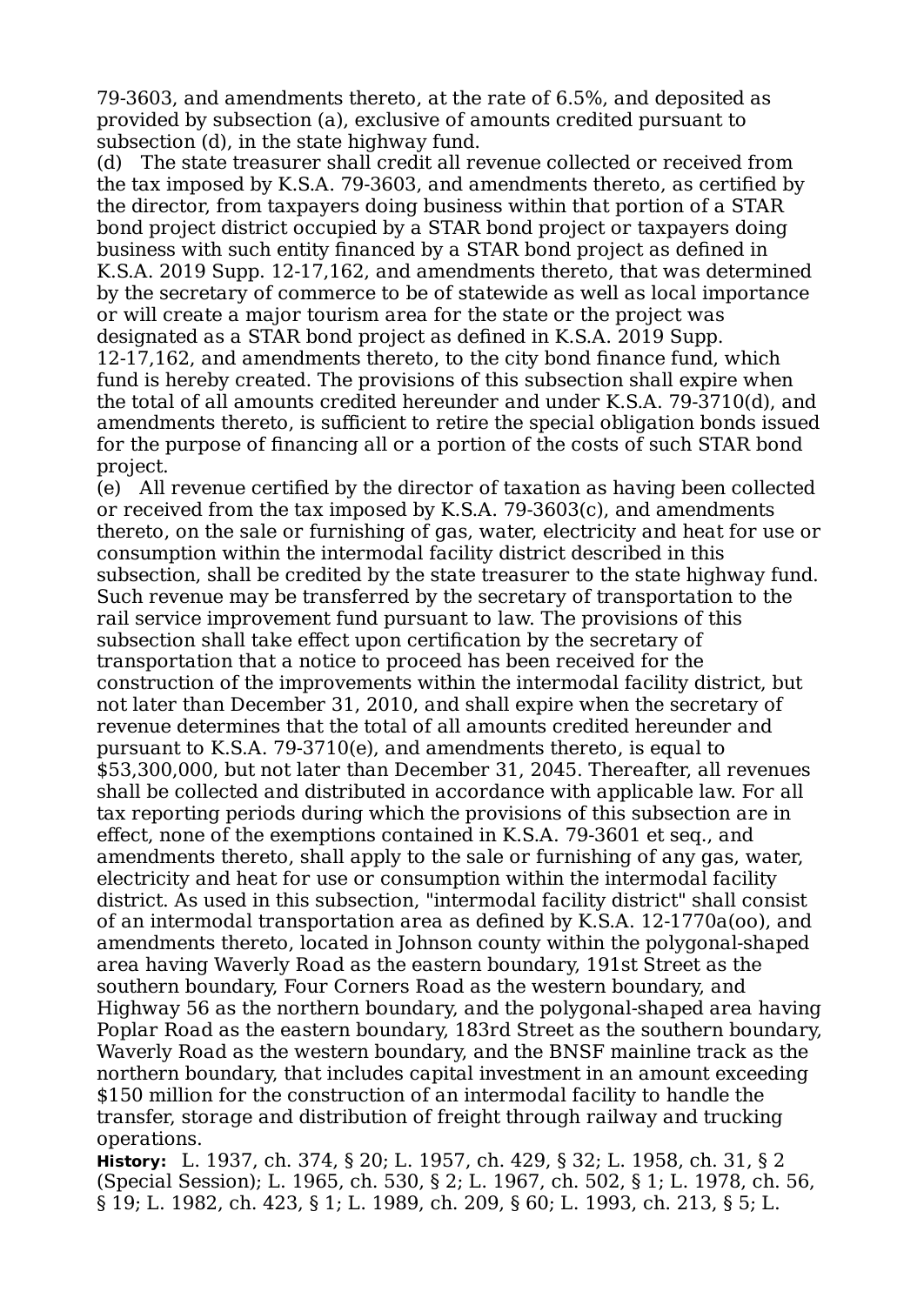79-3603, and amendments thereto, at the rate of 6.5%, and deposited as provided by subsection (a), exclusive of amounts credited pursuant to subsection (d), in the state highway fund.

(d) The state treasurer shall credit all revenue collected or received from the tax imposed by K.S.A. 79-3603, and amendments thereto, as certified by the director, from taxpayers doing business within that portion of a STAR bond project district occupied by a STAR bond project or taxpayers doing business with such entity financed by a STAR bond project as defined in K.S.A. 2019 Supp. 12-17,162, and amendments thereto, that was determined by the secretary of commerce to be of statewide as well as local importance or will create a major tourism area for the state or the project was designated as a STAR bond project as defined in K.S.A. 2019 Supp. 12-17,162, and amendments thereto, to the city bond finance fund, which fund is hereby created. The provisions of this subsection shall expire when the total of all amounts credited hereunder and under K.S.A. 79-3710(d), and amendments thereto, is sufficient to retire the special obligation bonds issued for the purpose of financing all or a portion of the costs of such STAR bond project.

(e) All revenue certified by the director of taxation as having been collected or received from the tax imposed by K.S.A. 79-3603(c), and amendments thereto, on the sale or furnishing of gas, water, electricity and heat for use or consumption within the intermodal facility district described in this subsection, shall be credited by the state treasurer to the state highway fund. Such revenue may be transferred by the secretary of transportation to the rail service improvement fund pursuant to law. The provisions of this subsection shall take effect upon certification by the secretary of transportation that a notice to proceed has been received for the construction of the improvements within the intermodal facility district, but not later than December 31, 2010, and shall expire when the secretary of revenue determines that the total of all amounts credited hereunder and pursuant to K.S.A. 79-3710(e), and amendments thereto, is equal to $53,300,000, but not later than December 31, 2045. Thereafter, all revenues shall be collected and distributed in accordance with applicable law. For all tax reporting periods during which the provisions of this subsection are in effect, none of the exemptions contained in K.S.A. 79-3601 et seq., and amendments thereto, shall apply to the sale or furnishing of any gas, water, electricity and heat for use or consumption within the intermodal facility district. As used in this subsection, "intermodal facility district" shall consist of an intermodal transportation area as defined by K.S.A. 12-1770a(oo), and amendments thereto, located in Johnson county within the polygonal-shaped area having Waverly Road as the eastern boundary, 191st Street as the southern boundary, Four Corners Road as the western boundary, and Highway 56 as the northern boundary, and the polygonal-shaped area having Poplar Road as the eastern boundary, 183rd Street as the southern boundary, Waverly Road as the western boundary, and the BNSF mainline track as the northern boundary, that includes capital investment in an amount exceeding $150 million for the construction of an intermodal facility to handle the transfer, storage and distribution of freight through railway and trucking operations.

**History:** L. 1937, ch. 374, § 20; L. 1957, ch. 429, § 32; L. 1958, ch. 31, § 2 (Special Session); L. 1965, ch. 530, § 2; L. 1967, ch. 502, § 1; L. 1978, ch. 56, § 19; L. 1982, ch. 423, § 1; L. 1989, ch. 209, § 60; L. 1993, ch. 213, § 5; L.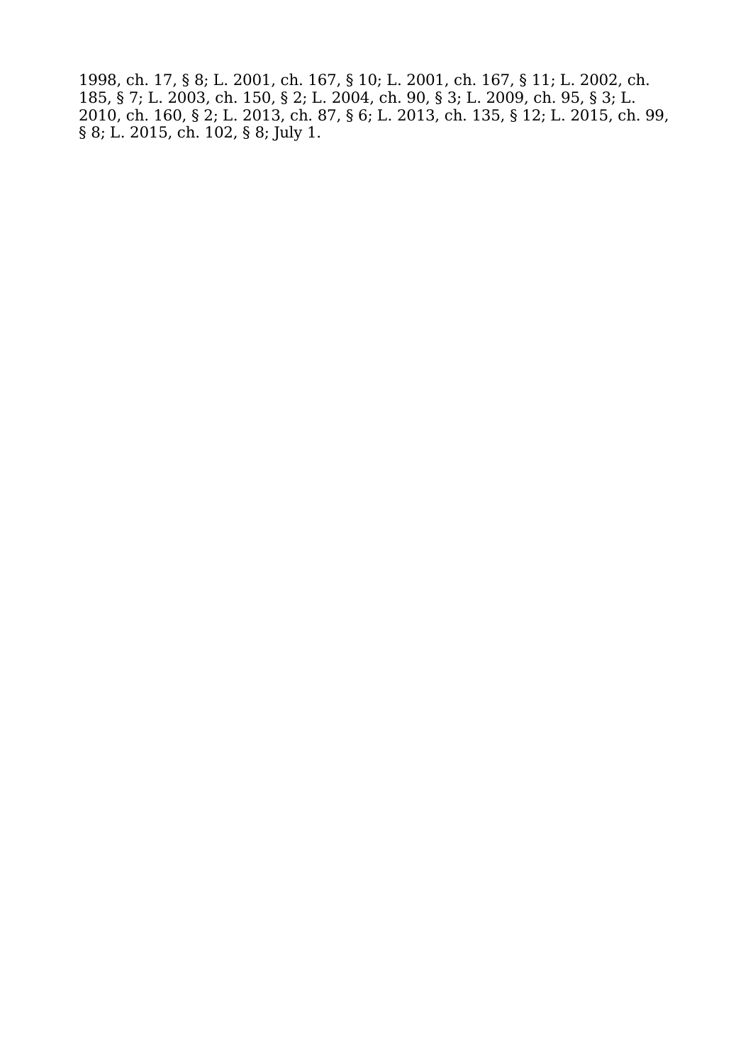1998, ch. 17, § 8; L. 2001, ch. 167, § 10; L. 2001, ch. 167, § 11; L. 2002, ch. 185, § 7; L. 2003, ch. 150, § 2; L. 2004, ch. 90, § 3; L. 2009, ch. 95, § 3; L. 2010, ch. 160, § 2; L. 2013, ch. 87, § 6; L. 2013, ch. 135, § 12; L. 2015, ch. 99, § 8; L. 2015, ch. 102, § 8; July 1.